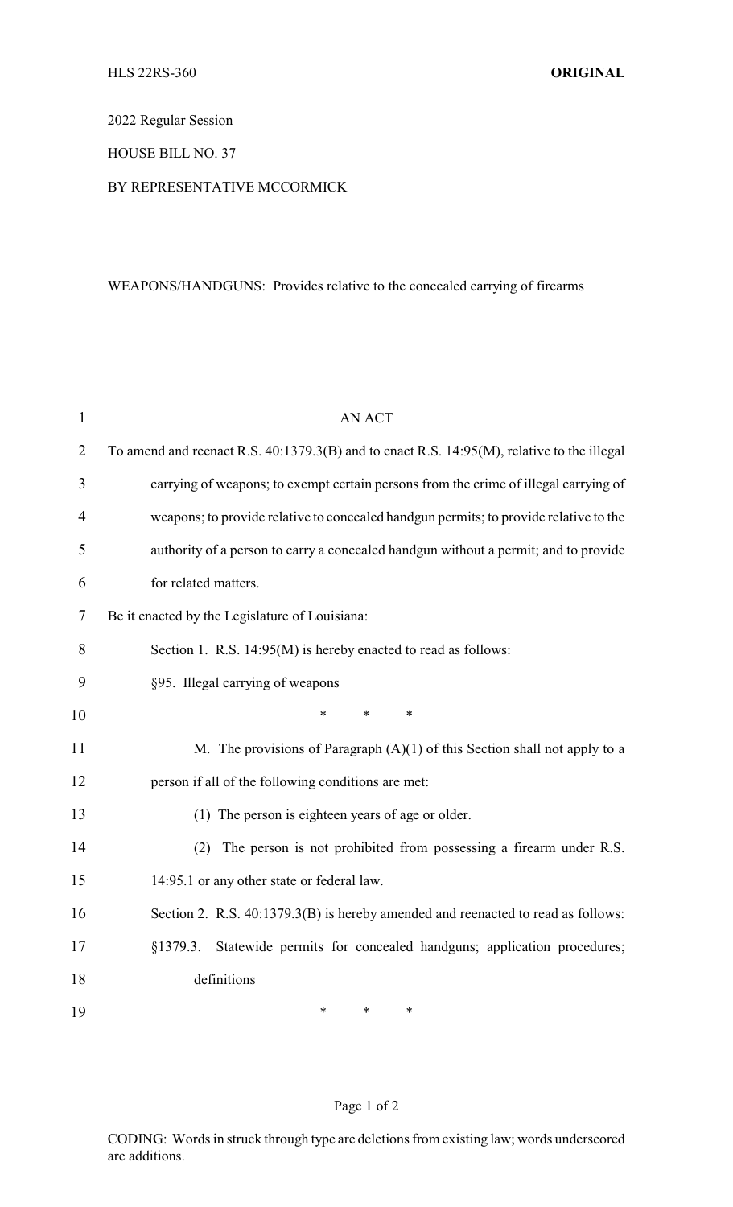HLS 22RS-360 **ORIGINAL**

2022 Regular Session

HOUSE BILL NO. 37

BY REPRESENTATIVE MCCORMICK

WEAPONS/HANDGUNS: Provides relative to the concealed carrying of firearms

AN ACT

To amend and reenact R.S. 40:1379.3(B) and to enact R.S. 14:95(M), relative to the illegal carrying of weapons; to exempt certain persons from the crime of illegal carrying of weapons; to provide relative to concealed handgun permits; to provide relative to the authority of a person to carry a concealed handgun without a permit; and to provide for related matters.

Be it enacted by the Legislature of Louisiana:

Section 1. R.S. 14:95(M) is hereby enacted to read as follows:

§95. Illegal carrying of weapons

\* \* \*

<u>M. The provisions of Paragraph (A)(1) of this Section shall not apply to a person if all of the following conditions are met:</u>

<u>(1) The person is eighteen years of age or older.</u>

<u>(2) The person is not prohibited from possessing a firearm under R.S. 14:95.1 or any other state or federal law.</u>

Section 2. R.S. 40:1379.3(B) is hereby amended and reenacted to read as follows:

§1379.3. Statewide permits for concealed handguns; application procedures; definitions

\* \* \*

CODING: Words in ~~struck through~~ type are deletions from existing law; words <u>underscored</u> are additions.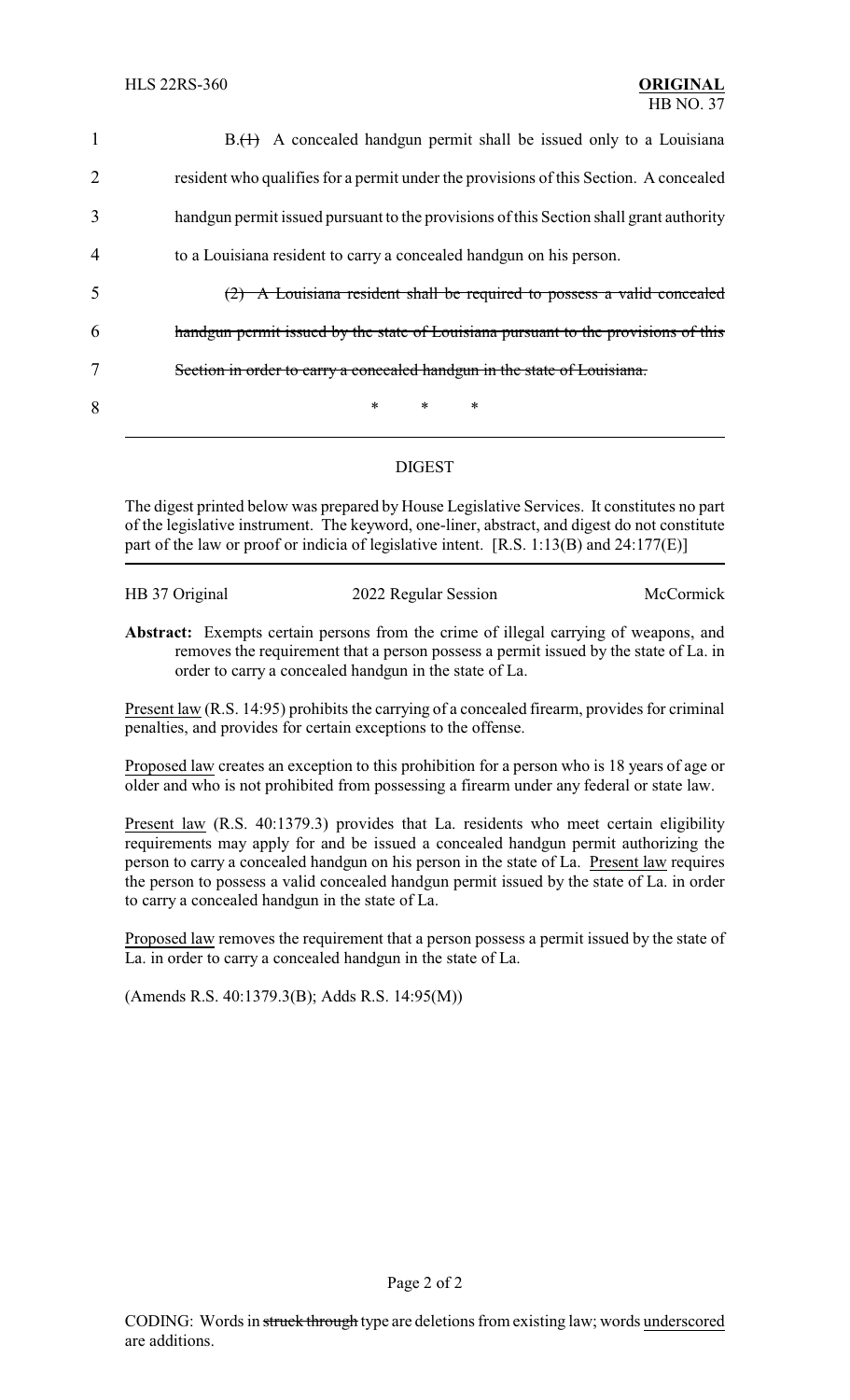B.~~(1)~~ A concealed handgun permit shall be issued only to a Louisiana resident who qualifies for a permit under the provisions of this Section. A concealed handgun permit issued pursuant to the provisions of this Section shall grant authority to a Louisiana resident to carry a concealed handgun on his person.

~~(2) A Louisiana resident shall be required to possess a valid concealed handgun permit issued by the state of Louisiana pursuant to the provisions of this Section in order to carry a concealed handgun in the state of Louisiana.~~

\* \* \*

## DIGEST

The digest printed below was prepared by House Legislative Services. It constitutes no part of the legislative instrument. The keyword, one-liner, abstract, and digest do not constitute part of the law or proof or indicia of legislative intent. [R.S. 1:13(B) and 24:177(E)]

HB 37 Original | 2022 Regular Session | McCormick

**Abstract:** Exempts certain persons from the crime of illegal carrying of weapons, and removes the requirement that a person possess a permit issued by the state of La. in order to carry a concealed handgun in the state of La.

Present law (R.S. 14:95) prohibits the carrying of a concealed firearm, provides for criminal penalties, and provides for certain exceptions to the offense.

Proposed law creates an exception to this prohibition for a person who is 18 years of age or older and who is not prohibited from possessing a firearm under any federal or state law.

Present law (R.S. 40:1379.3) provides that La. residents who meet certain eligibility requirements may apply for and be issued a concealed handgun permit authorizing the person to carry a concealed handgun on his person in the state of La. Present law requires the person to possess a valid concealed handgun permit issued by the state of La. in order to carry a concealed handgun in the state of La.

Proposed law removes the requirement that a person possess a permit issued by the state of La. in order to carry a concealed handgun in the state of La.

(Amends R.S. 40:1379.3(B); Adds R.S. 14:95(M))

CODING: Words in ~~struck through~~ type are deletions from existing law; words underscored are additions.